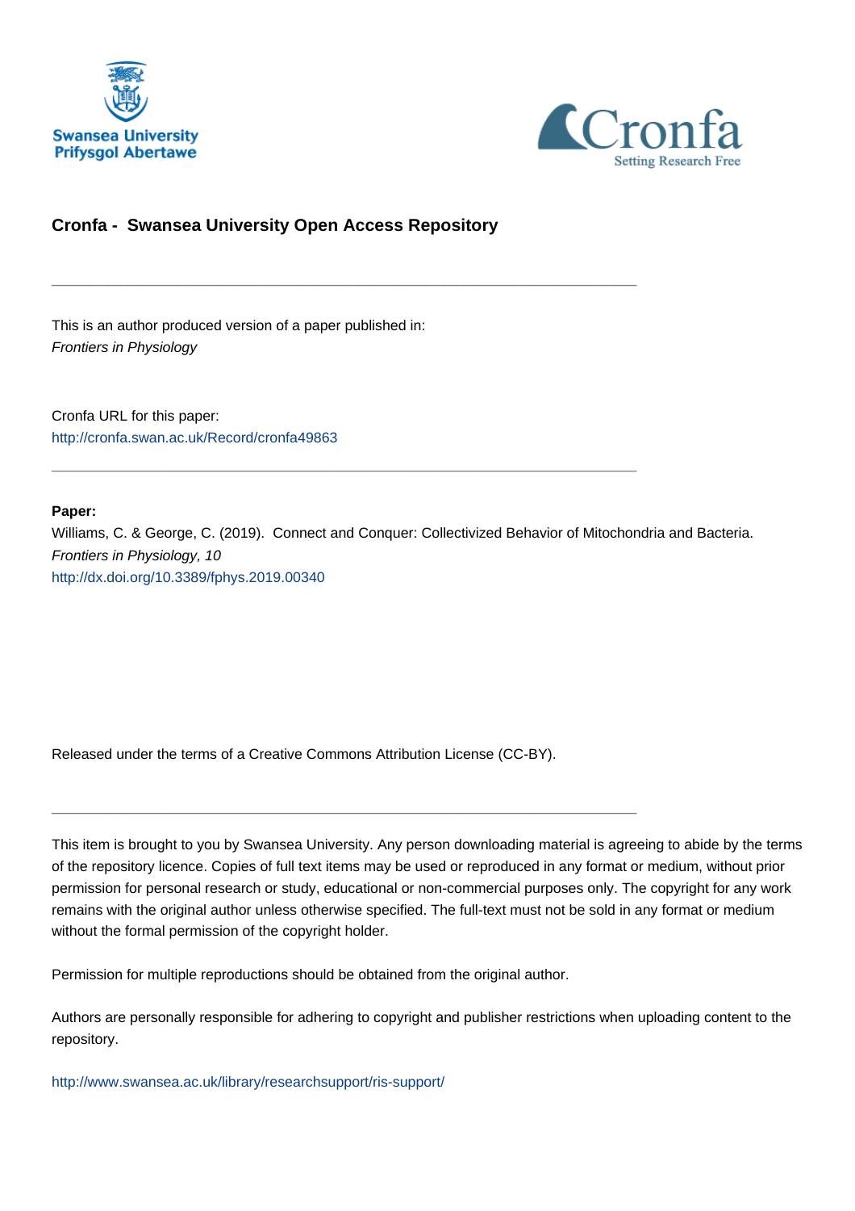Swansea University
Prifysgol Abertawe

Cronfa
Setting Research Free

# Cronfa - Swansea University Open Access Repository

---

This is an author produced version of a paper published in:
*Frontiers in Physiology*

Cronfa URL for this paper:
http://cronfa.swan.ac.uk/Record/cronfa49863

---

**Paper:**
Williams, C. & George, C. (2019). Connect and Conquer: Collectivized Behavior of Mitochondria and Bacteria. *Frontiers in Physiology, 10*
http://dx.doi.org/10.3389/fphys.2019.00340

Released under the terms of a Creative Commons Attribution License (CC-BY).

---

This item is brought to you by Swansea University. Any person downloading material is agreeing to abide by the terms of the repository licence. Copies of full text items may be used or reproduced in any format or medium, without prior permission for personal research or study, educational or non-commercial purposes only. The copyright for any work remains with the original author unless otherwise specified. The full-text must not be sold in any format or medium without the formal permission of the copyright holder.

Permission for multiple reproductions should be obtained from the original author.

Authors are personally responsible for adhering to copyright and publisher restrictions when uploading content to the repository.

http://www.swansea.ac.uk/library/researchsupport/ris-support/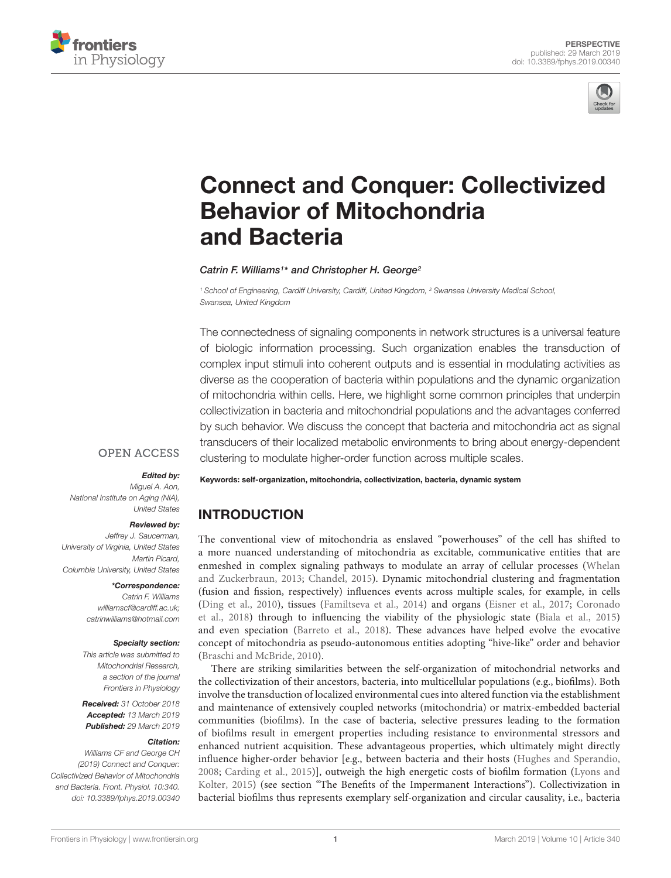# Connect and Conquer: Collectivized Behavior of Mitochondria and Bacteria

*Catrin F. Williams[1]\* and Christopher H. George[2]*

[1] School of Engineering, Cardiff University, Cardiff, United Kingdom, [2] Swansea University Medical School, Swansea, United Kingdom

The connectedness of signaling components in network structures is a universal feature of biologic information processing. Such organization enables the transduction of complex input stimuli into coherent outputs and is essential in modulating activities as diverse as the cooperation of bacteria within populations and the dynamic organization of mitochondria within cells. Here, we highlight some common principles that underpin collectivization in bacteria and mitochondrial populations and the advantages conferred by such behavior. We discuss the concept that bacteria and mitochondria act as signal transducers of their localized metabolic environments to bring about energy-dependent clustering to modulate higher-order function across multiple scales.

**Keywords: self-organization, mitochondria, collectivization, bacteria, dynamic system**

OPEN ACCESS

***Edited by:***
Miguel A. Aon,
National Institute on Aging (NIA),
United States

***Reviewed by:***
Jeffrey J. Saucerman,
University of Virginia, United States
Martin Picard,
Columbia University, United States

***\*Correspondence:***
Catrin F. Williams
williamscf@cardiff.ac.uk;
catrinwilliams@hotmail.com

***Specialty section:***
This article was submitted to
Mitochondrial Research,
a section of the journal
Frontiers in Physiology

***Received:*** 31 October 2018
***Accepted:*** 13 March 2019
***Published:*** 29 March 2019

***Citation:***
Williams CF and George CH
(2019) Connect and Conquer:
Collectivized Behavior of Mitochondria
and Bacteria. Front. Physiol. 10:340.
doi: 10.3389/fphys.2019.00340

## INTRODUCTION

The conventional view of mitochondria as enslaved "powerhouses" of the cell has shifted to a more nuanced understanding of mitochondria as excitable, communicative entities that are enmeshed in complex signaling pathways to modulate an array of cellular processes (Whelan and Zuckerbraun, 2013; Chandel, 2015). Dynamic mitochondrial clustering and fragmentation (fusion and fission, respectively) influences events across multiple scales, for example, in cells (Ding et al., 2010), tissues (Familtseva et al., 2014) and organs (Eisner et al., 2017; Coronado et al., 2018) through to influencing the viability of the physiologic state (Biala et al., 2015) and even speciation (Barreto et al., 2018). These advances have helped evolve the evocative concept of mitochondria as pseudo-autonomous entities adopting "hive-like" order and behavior (Braschi and McBride, 2010).

There are striking similarities between the self-organization of mitochondrial networks and the collectivization of their ancestors, bacteria, into multicellular populations (e.g., biofilms). Both involve the transduction of localized environmental cues into altered function via the establishment and maintenance of extensively coupled networks (mitochondria) or matrix-embedded bacterial communities (biofilms). In the case of bacteria, selective pressures leading to the formation of biofilms result in emergent properties including resistance to environmental stressors and enhanced nutrient acquisition. These advantageous properties, which ultimately might directly influence higher-order behavior [e.g., between bacteria and their hosts (Hughes and Sperandio, 2008; Carding et al., 2015)], outweigh the high energetic costs of biofilm formation (Lyons and Kolter, 2015) (see section "The Benefits of the Impermanent Interactions"). Collectivization in bacterial biofilms thus represents exemplary self-organization and circular causality, i.e., bacteria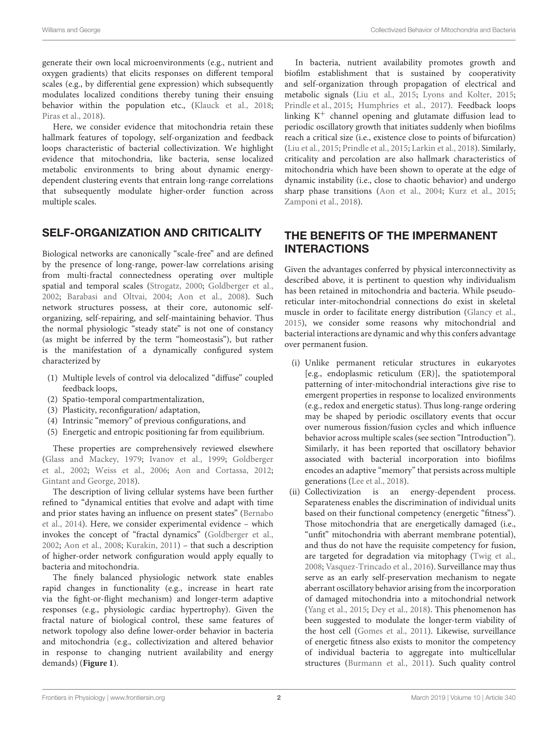generate their own local microenvironments (e.g., nutrient and oxygen gradients) that elicits responses on different temporal scales (e.g., by differential gene expression) which subsequently modulates localized conditions thereby tuning their ensuing behavior within the population etc., (Klauck et al., 2018; Piras et al., 2018).

Here, we consider evidence that mitochondria retain these hallmark features of topology, self-organization and feedback loops characteristic of bacterial collectivization. We highlight evidence that mitochondria, like bacteria, sense localized metabolic environments to bring about dynamic energy-dependent clustering events that entrain long-range correlations that subsequently modulate higher-order function across multiple scales.

## SELF-ORGANIZATION AND CRITICALITY

Biological networks are canonically "scale-free" and are defined by the presence of long-range, power-law correlations arising from multi-fractal connectedness operating over multiple spatial and temporal scales (Strogatz, 2000; Goldberger et al., 2002; Barabasi and Oltvai, 2004; Aon et al., 2008). Such network structures possess, at their core, autonomic self-organizing, self-repairing, and self-maintaining behavior. Thus the normal physiologic "steady state" is not one of constancy (as might be inferred by the term "homeostasis"), but rather is the manifestation of a dynamically configured system characterized by

1. Multiple levels of control via delocalized "diffuse" coupled feedback loops,
2. Spatio-temporal compartmentalization,
3. Plasticity, reconfiguration/ adaptation,
4. Intrinsic "memory" of previous configurations, and
5. Energetic and entropic positioning far from equilibrium.

These properties are comprehensively reviewed elsewhere (Glass and Mackey, 1979; Ivanov et al., 1999; Goldberger et al., 2002; Weiss et al., 2006; Aon and Cortassa, 2012; Gintant and George, 2018).

The description of living cellular systems have been further refined to "dynamical entities that evolve and adapt with time and prior states having an influence on present states" (Bernabo et al., 2014). Here, we consider experimental evidence – which invokes the concept of "fractal dynamics" (Goldberger et al., 2002; Aon et al., 2008; Kurakin, 2011) – that such a description of higher-order network configuration would apply equally to bacteria and mitochondria.

The finely balanced physiologic network state enables rapid changes in functionality (e.g., increase in heart rate via the fight-or-flight mechanism) and longer-term adaptive responses (e.g., physiologic cardiac hypertrophy). Given the fractal nature of biological control, these same features of network topology also define lower-order behavior in bacteria and mitochondria (e.g., collectivization and altered behavior in response to changing nutrient availability and energy demands) (**Figure 1**).

In bacteria, nutrient availability promotes growth and biofilm establishment that is sustained by cooperativity and self-organization through propagation of electrical and metabolic signals (Liu et al., 2015; Lyons and Kolter, 2015; Prindle et al., 2015; Humphries et al., 2017). Feedback loops linking $K^+$ channel opening and glutamate diffusion lead to periodic oscillatory growth that initiates suddenly when biofilms reach a critical size (i.e., existence close to points of bifurcation) (Liu et al., 2015; Prindle et al., 2015; Larkin et al., 2018). Similarly, criticality and percolation are also hallmark characteristics of mitochondria which have been shown to operate at the edge of dynamic instability (i.e., close to chaotic behavior) and undergo sharp phase transitions (Aon et al., 2004; Kurz et al., 2015; Zamponi et al., 2018).

## THE BENEFITS OF THE IMPERMANENT INTERACTIONS

Given the advantages conferred by physical interconnectivity as described above, it is pertinent to question why individualism has been retained in mitochondria and bacteria. While pseudo-reticular inter-mitochondrial connections do exist in skeletal muscle in order to facilitate energy distribution (Glancy et al., 2015), we consider some reasons why mitochondrial and bacterial interactions are dynamic and why this confers advantage over permanent fusion.

(i) Unlike permanent reticular structures in eukaryotes [e.g., endoplasmic reticulum (ER)], the spatiotemporal patterning of inter-mitochondrial interactions give rise to emergent properties in response to localized environments (e.g., redox and energetic status). Thus long-range ordering may be shaped by periodic oscillatory events that occur over numerous fission/fusion cycles and which influence behavior across multiple scales (see section "Introduction"). Similarly, it has been reported that oscillatory behavior associated with bacterial incorporation into biofilms encodes an adaptive "memory" that persists across multiple generations (Lee et al., 2018).

(ii) Collectivization is an energy-dependent process. Separateness enables the discrimination of individual units based on their functional competency (energetic "fitness"). Those mitochondria that are energetically damaged (i.e., "unfit" mitochondria with aberrant membrane potential), and thus do not have the requisite competency for fusion, are targeted for degradation via mitophagy (Twig et al., 2008; Vasquez-Trincado et al., 2016). Surveillance may thus serve as an early self-preservation mechanism to negate aberrant oscillatory behavior arising from the incorporation of damaged mitochondria into a mitochondrial network (Yang et al., 2015; Dey et al., 2018). This phenomenon has been suggested to modulate the longer-term viability of the host cell (Gomes et al., 2011). Likewise, surveillance of energetic fitness also exists to monitor the competency of individual bacteria to aggregate into multicellular structures (Burmann et al., 2011). Such quality control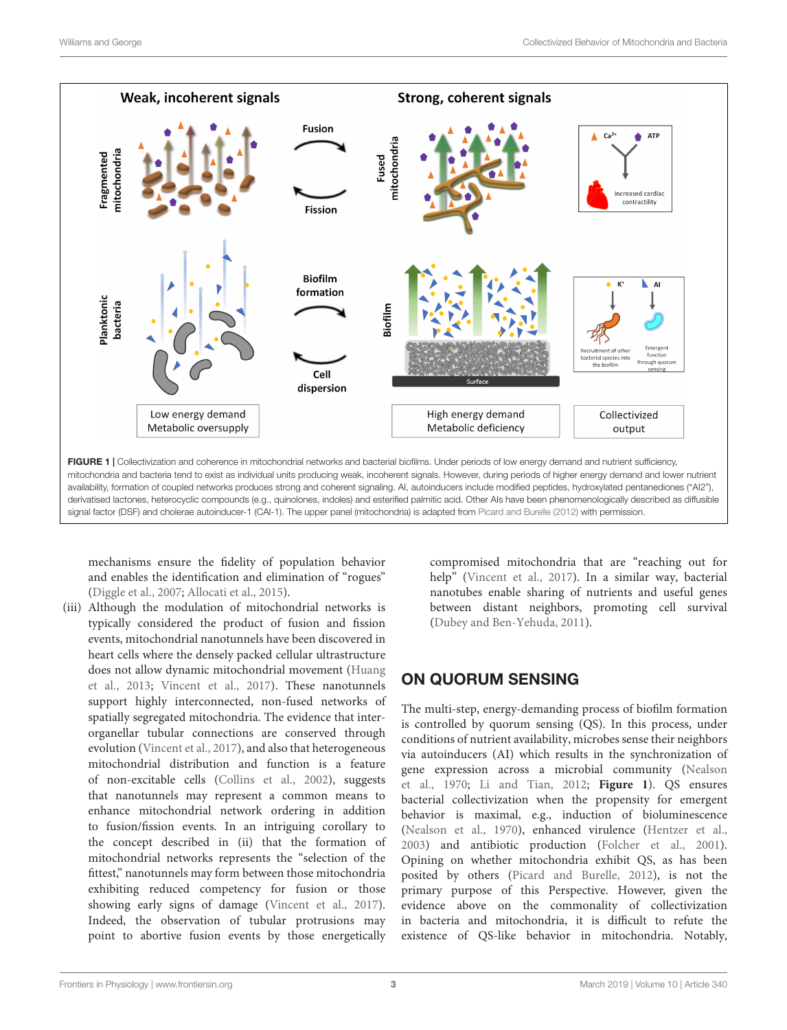Weak, incoherent signals

Strong, coherent signals

Fragmented mitochondria

Fusion

Fission

Fused mitochondria

Ca²⁺

ATP

Increased cardiac contractility

Planktonic bacteria

Biofilm formation

Cell dispersion

Biofilm

Surface

K⁺

AI

Recruitment of other bacterial species into the biofilm

Emergent function through quorum sensing

Low energy demand Metabolic oversupply

High energy demand Metabolic deficiency

Collectivized output

**FIGURE 1** | Collectivization and coherence in mitochondrial networks and bacterial biofilms. Under periods of low energy demand and nutrient sufficiency, mitochondria and bacteria tend to exist as individual units producing weak, incoherent signals. However, during periods of higher energy demand and lower nutrient availability, formation of coupled networks produces strong and coherent signaling. AI, autoinducers include modified peptides, hydroxylated pentanediones ("AI2"), derivatised lactones, heterocyclic compounds (e.g., quinolones, indoles) and esterified palmitic acid. Other AIs have been phenomenologically described as diffusible signal factor (DSF) and cholerae autoinducer-1 (CAI-1). The upper panel (mitochondria) is adapted from Picard and Burelle (2012) with permission.

mechanisms ensure the fidelity of population behavior and enables the identification and elimination of "rogues" (Diggle et al., 2007; Allocati et al., 2015).

(iii) Although the modulation of mitochondrial networks is typically considered the product of fusion and fission events, mitochondrial nanotunnels have been discovered in heart cells where the densely packed cellular ultrastructure does not allow dynamic mitochondrial movement (Huang et al., 2013; Vincent et al., 2017). These nanotunnels support highly interconnected, non-fused networks of spatially segregated mitochondria. The evidence that inter-organellar tubular connections are conserved through evolution (Vincent et al., 2017), and also that heterogeneous mitochondrial distribution and function is a feature of non-excitable cells (Collins et al., 2002), suggests that nanotunnels may represent a common means to enhance mitochondrial network ordering in addition to fusion/fission events. In an intriguing corollary to the concept described in (ii) that the formation of mitochondrial networks represents the "selection of the fittest," nanotunnels may form between those mitochondria exhibiting reduced competency for fusion or those showing early signs of damage (Vincent et al., 2017). Indeed, the observation of tubular protrusions may point to abortive fusion events by those energetically compromised mitochondria that are "reaching out for help" (Vincent et al., 2017). In a similar way, bacterial nanotubes enable sharing of nutrients and useful genes between distant neighbors, promoting cell survival (Dubey and Ben-Yehuda, 2011).

## ON QUORUM SENSING

The multi-step, energy-demanding process of biofilm formation is controlled by quorum sensing (QS). In this process, under conditions of nutrient availability, microbes sense their neighbors via autoinducers (AI) which results in the synchronization of gene expression across a microbial community (Nealson et al., 1970; Li and Tian, 2012; **Figure 1**). QS ensures bacterial collectivization when the propensity for emergent behavior is maximal, e.g., induction of bioluminescence (Nealson et al., 1970), enhanced virulence (Hentzer et al., 2003) and antibiotic production (Folcher et al., 2001). Opining on whether mitochondria exhibit QS, as has been posited by others (Picard and Burelle, 2012), is not the primary purpose of this Perspective. However, given the evidence above on the commonality of collectivization in bacteria and mitochondria, it is difficult to refute the existence of QS-like behavior in mitochondria. Notably,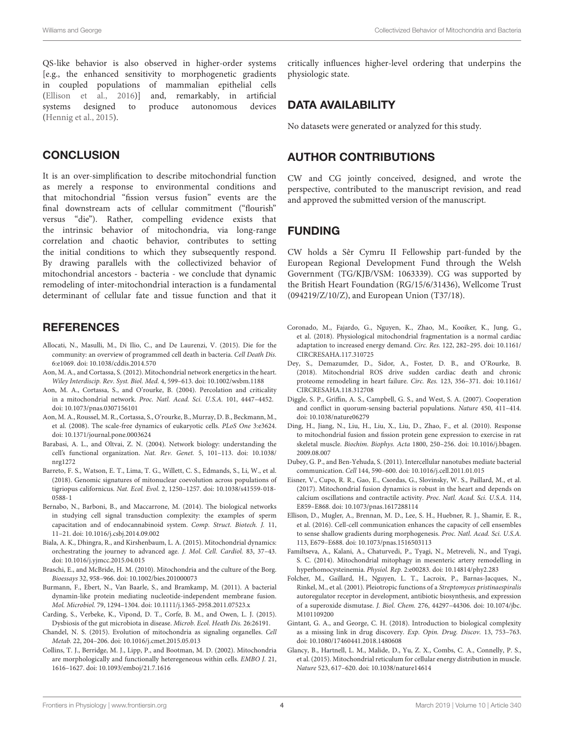QS-like behavior is also observed in higher-order systems [e.g., the enhanced sensitivity to morphogenetic gradients in coupled populations of mammalian epithelial cells (Ellison et al., 2016)] and, remarkably, in artificial systems designed to produce autonomous devices (Hennig et al., 2015).

## CONCLUSION

It is an over-simplification to describe mitochondrial function as merely a response to environmental conditions and that mitochondrial "fission versus fusion" events are the final downstream acts of cellular commitment ("flourish" versus "die"). Rather, compelling evidence exists that the intrinsic behavior of mitochondria, via long-range correlation and chaotic behavior, contributes to setting the initial conditions to which they subsequently respond. By drawing parallels with the collectivized behavior of mitochondrial ancestors - bacteria - we conclude that dynamic remodeling of inter-mitochondrial interaction is a fundamental determinant of cellular fate and tissue function and that it critically influences higher-level ordering that underpins the physiologic state.

## DATA AVAILABILITY

No datasets were generated or analyzed for this study.

## AUTHOR CONTRIBUTIONS

CW and CG jointly conceived, designed, and wrote the perspective, contributed to the manuscript revision, and read and approved the submitted version of the manuscript.

## FUNDING

CW holds a Sêr Cymru II Fellowship part-funded by the European Regional Development Fund through the Welsh Government (TG/KJB/VSM: 1063339). CG was supported by the British Heart Foundation (RG/15/6/31436), Wellcome Trust (094219/Z/10/Z), and European Union (T37/18).

## REFERENCES

Allocati, N., Masulli, M., Di Ilio, C., and De Laurenzi, V. (2015). Die for the community: an overview of programmed cell death in bacteria. *Cell Death Dis.* 6:e1069. doi: 10.1038/cddis.2014.570

Aon, M. A., and Cortassa, S. (2012). Mitochondrial network energetics in the heart. *Wiley Interdiscip. Rev. Syst. Biol. Med.* 4, 599–613. doi: 10.1002/wsbm.1188

Aon, M. A., Cortassa, S., and O'rourke, B. (2004). Percolation and criticality in a mitochondrial network. *Proc. Natl. Acad. Sci. U.S.A.* 101, 4447–4452. doi: 10.1073/pnas.0307156101

Aon, M. A., Roussel, M. R., Cortassa, S., O'rourke, B., Murray, D. B., Beckmann, M., et al. (2008). The scale-free dynamics of eukaryotic cells. *PLoS One* 3:e3624. doi: 10.1371/journal.pone.0003624

Barabasi, A. L., and Oltvai, Z. N. (2004). Network biology: understanding the cell's functional organization. *Nat. Rev. Genet.* 5, 101–113. doi: 10.1038/nrg1272

Barreto, F. S., Watson, E. T., Lima, T. G., Willett, C. S., Edmands, S., Li, W., et al. (2018). Genomic signatures of mitonuclear coevolution across populations of tigriopus californicus. *Nat. Ecol. Evol.* 2, 1250–1257. doi: 10.1038/s41559-018-0588-1

Bernabo, N., Barboni, B., and Maccarrone, M. (2014). The biological networks in studying cell signal transduction complexity: the examples of sperm capacitation and of endocannabinoid system. *Comp. Struct. Biotech. J.* 11, 11–21. doi: 10.1016/j.csbj.2014.09.002

Biala, A. K., Dhingra, R., and Kirshenbaum, L. A. (2015). Mitochondrial dynamics: orchestrating the journey to advanced age. *J. Mol. Cell. Cardiol.* 83, 37–43. doi: 10.1016/j.yjmcc.2015.04.015

Braschi, E., and McBride, H. M. (2010). Mitochondria and the culture of the Borg. *Bioessays* 32, 958–966. doi: 10.1002/bies.201000073

Burmann, F., Ebert, N., Van Baarle, S., and Bramkamp, M. (2011). A bacterial dynamin-like protein mediating nucleotide-independent membrane fusion. *Mol. Microbiol.* 79, 1294–1304. doi: 10.1111/j.1365-2958.2011.07523.x

Carding, S., Verbeke, K., Vipond, D. T., Corfe, B. M., and Owen, L. J. (2015). Dysbiosis of the gut microbiota in disease. *Microb. Ecol. Heath Dis.* 26:26191.

Chandel, N. S. (2015). Evolution of mitochondria as signaling organelles. *Cell Metab.* 22, 204–206. doi: 10.1016/j.cmet.2015.05.013

Collins, T. J., Berridge, M. J., Lipp, P., and Bootman, M. D. (2002). Mitochondria are morphologically and functionally heteregeneous within cells. *EMBO J.* 21, 1616–1627. doi: 10.1093/emboj/21.7.1616

Coronado, M., Fajardo, G., Nguyen, K., Zhao, M., Kooiker, K., Jung, G., et al. (2018). Physiological mitochondrial fragmentation is a normal cardiac adaptation to increased energy demand. *Circ. Res.* 122, 282–295. doi: 10.1161/CIRCRESAHA.117.310725

Dey, S., Demazumder, D., Sidor, A., Foster, D. B., and O'Rourke, B. (2018). Mitochondrial ROS drive sudden cardiac death and chronic proteome remodeling in heart failure. *Circ. Res.* 123, 356–371. doi: 10.1161/CIRCRESAHA.118.312708

Diggle, S. P., Griffin, A. S., Campbell, G. S., and West, S. A. (2007). Cooperation and conflict in quorum-sensing bacterial populations. *Nature* 450, 411–414. doi: 10.1038/nature06279

Ding, H., Jiang, N., Liu, H., Liu, X., Liu, D., Zhao, F., et al. (2010). Response to mitochondrial fusion and fission protein gene expression to exercise in rat skeletal muscle. *Biochim. Biophys. Acta* 1800, 250–256. doi: 10.1016/j.bbagen.2009.08.007

Dubey, G. P., and Ben-Yehuda, S. (2011). Intercellular nanotubes mediate bacterial communication. *Cell* 144, 590–600. doi: 10.1016/j.cell.2011.01.015

Eisner, V., Cupo, R. R., Gao, E., Csordas, G., Slovinsky, W. S., Paillard, M., et al. (2017). Mitochondrial fusion dynamics is robust in the heart and depends on calcium oscillations and contractile activity. *Proc. Natl. Acad. Sci. U.S.A.* 114, E859–E868. doi: 10.1073/pnas.1617288114

Ellison, D., Mugler, A., Brennan, M. D., Lee, S. H., Huebner, R. J., Shamir, E. R., et al. (2016). Cell-cell communication enhances the capacity of cell ensembles to sense shallow gradients during morphogenesis. *Proc. Natl. Acad. Sci. U.S.A.* 113, E679–E688. doi: 10.1073/pnas.1516503113

Familtseva, A., Kalani, A., Chaturvedi, P., Tyagi, N., Metreveli, N., and Tyagi, S. C. (2014). Mitochondrial mitophagy in mesenteric artery remodelling in hyperhomocysteinemia. *Physiol. Rep.* 2:e00283. doi: 10.14814/phy2.283

Folcher, M., Gaillard, H., Nguyen, L. T., Lacroix, P., Barnas-Jacques, N., Rinkel, M., et al. (2001). Pleiotropic functions of a *Streptomyces pristinaespiralis* autoregulator receptor in development, antibiotic biosynthesis, and expression of a superoxide dismutase. *J. Biol. Chem.* 276, 44297–44306. doi: 10.1074/jbc.M101109200

Gintant, G. A., and George, C. H. (2018). Introduction to biological complexity as a missing link in drug discovery. *Exp. Opin. Drug. Discov.* 13, 753–763. doi: 10.1080/17460441.2018.1480608

Glancy, B., Hartnell, L. M., Malide, D., Yu, Z. X., Combs, C. A., Connelly, P. S., et al. (2015). Mitochondrial reticulum for cellular energy distribution in muscle. *Nature* 523, 617–620. doi: 10.1038/nature14614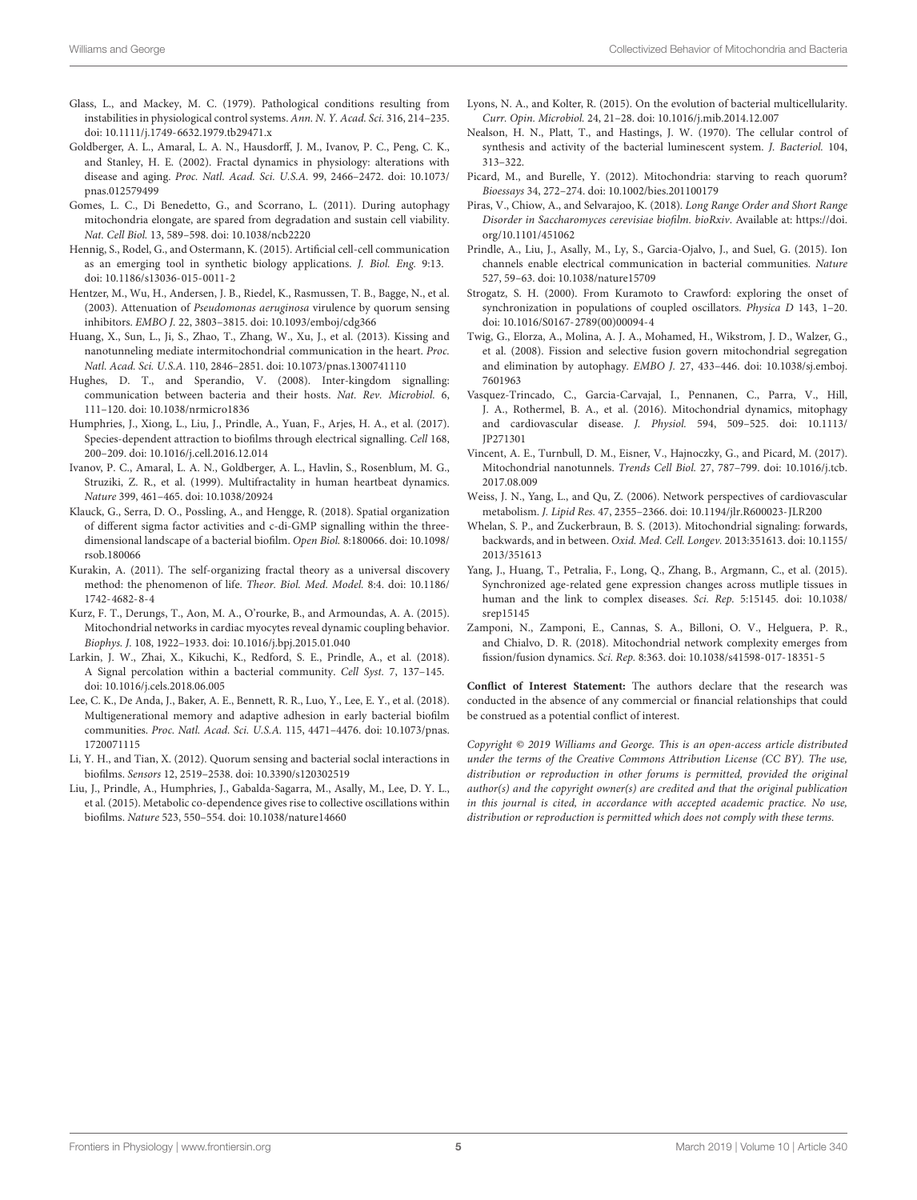Glass, L., and Mackey, M. C. (1979). Pathological conditions resulting from instabilities in physiological control systems. *Ann. N. Y. Acad. Sci.* 316, 214–235. doi: 10.1111/j.1749-6632.1979.tb29471.x

Goldberger, A. L., Amaral, L. A. N., Hausdorff, J. M., Ivanov, P. C., Peng, C. K., and Stanley, H. E. (2002). Fractal dynamics in physiology: alterations with disease and aging. *Proc. Natl. Acad. Sci. U.S.A.* 99, 2466–2472. doi: 10.1073/pnas.012579499

Gomes, L. C., Di Benedetto, G., and Scorrano, L. (2011). During autophagy mitochondria elongate, are spared from degradation and sustain cell viability. *Nat. Cell Biol.* 13, 589–598. doi: 10.1038/ncb2220

Hennig, S., Rodel, G., and Ostermann, K. (2015). Artificial cell-cell communication as an emerging tool in synthetic biology applications. *J. Biol. Eng.* 9:13. doi: 10.1186/s13036-015-0011-2

Hentzer, M., Wu, H., Andersen, J. B., Riedel, K., Rasmussen, T. B., Bagge, N., et al. (2003). Attenuation of *Pseudomonas aeruginosa* virulence by quorum sensing inhibitors. *EMBO J.* 22, 3803–3815. doi: 10.1093/emboj/cdg366

Huang, X., Sun, L., Ji, S., Zhao, T., Zhang, W., Xu, J., et al. (2013). Kissing and nanotunneling mediate intermitochondrial communication in the heart. *Proc. Natl. Acad. Sci. U.S.A.* 110, 2846–2851. doi: 10.1073/pnas.1300741110

Hughes, D. T., and Sperandio, V. (2008). Inter-kingdom signalling: communication between bacteria and their hosts. *Nat. Rev. Microbiol.* 6, 111–120. doi: 10.1038/nrmicro1836

Humphries, J., Xiong, L., Liu, J., Prindle, A., Yuan, F., Arjes, H. A., et al. (2017). Species-dependent attraction to biofilms through electrical signalling. *Cell* 168, 200–209. doi: 10.1016/j.cell.2016.12.014

Ivanov, P. C., Amaral, L. A. N., Goldberger, A. L., Havlin, S., Rosenblum, M. G., Struziki, Z. R., et al. (1999). Multifractality in human heartbeat dynamics. *Nature* 399, 461–465. doi: 10.1038/20924

Klauck, G., Serra, D. O., Possling, A., and Hengge, R. (2018). Spatial organization of different sigma factor activities and c-di-GMP signalling within the three-dimensional landscape of a bacterial biofilm. *Open Biol.* 8:180066. doi: 10.1098/rsob.180066

Kurakin, A. (2011). The self-organizing fractal theory as a universal discovery method: the phenomenon of life. *Theor. Biol. Med. Model.* 8:4. doi: 10.1186/1742-4682-8-4

Kurz, F. T., Derungs, T., Aon, M. A., O'rourke, B., and Armoundas, A. A. (2015). Mitochondrial networks in cardiac myocytes reveal dynamic coupling behavior. *Biophys. J.* 108, 1922–1933. doi: 10.1016/j.bpj.2015.01.040

Larkin, J. W., Zhai, X., Kikuchi, K., Redford, S. E., Prindle, A., et al. (2018). A Signal percolation within a bacterial community. *Cell Syst.* 7, 137–145. doi: 10.1016/j.cels.2018.06.005

Lee, C. K., De Anda, J., Baker, A. E., Bennett, R. R., Luo, Y., Lee, E. Y., et al. (2018). Multigenerational memory and adaptive adhesion in early bacterial biofilm communities. *Proc. Natl. Acad. Sci. U.S.A.* 115, 4471–4476. doi: 10.1073/pnas.1720071115

Li, Y. H., and Tian, X. (2012). Quorum sensing and bacterial soclal interactions in biofilms. *Sensors* 12, 2519–2538. doi: 10.3390/s120302519

Liu, J., Prindle, A., Humphries, J., Gabalda-Sagarra, M., Asally, M., Lee, D. Y. L., et al. (2015). Metabolic co-dependence gives rise to collective oscillations within biofilms. *Nature* 523, 550–554. doi: 10.1038/nature14660

Lyons, N. A., and Kolter, R. (2015). On the evolution of bacterial multicellularity. *Curr. Opin. Microbiol.* 24, 21–28. doi: 10.1016/j.mib.2014.12.007

Nealson, H. N., Platt, T., and Hastings, J. W. (1970). The cellular control of synthesis and activity of the bacterial luminescent system. *J. Bacteriol.* 104, 313–322.

Picard, M., and Burelle, Y. (2012). Mitochondria: starving to reach quorum? *Bioessays* 34, 272–274. doi: 10.1002/bies.201100179

Piras, V., Chiow, A., and Selvarajoo, K. (2018). *Long Range Order and Short Range Disorder in Saccharomyces cerevisiae biofilm. bioRxiv*. Available at: https://doi.org/10.1101/451062

Prindle, A., Liu, J., Asally, M., Ly, S., Garcia-Ojalvo, J., and Suel, G. (2015). Ion channels enable electrical communication in bacterial communities. *Nature* 527, 59–63. doi: 10.1038/nature15709

Strogatz, S. H. (2000). From Kuramoto to Crawford: exploring the onset of synchronization in populations of coupled oscillators. *Physica D* 143, 1–20. doi: 10.1016/S0167-2789(00)00094-4

Twig, G., Elorza, A., Molina, A. J. A., Mohamed, H., Wikstrom, J. D., Walzer, G., et al. (2008). Fission and selective fusion govern mitochondrial segregation and elimination by autophagy. *EMBO J.* 27, 433–446. doi: 10.1038/sj.emboj.7601963

Vasquez-Trincado, C., Garcia-Carvajal, I., Pennanen, C., Parra, V., Hill, J. A., Rothermel, B. A., et al. (2016). Mitochondrial dynamics, mitophagy and cardiovascular disease. *J. Physiol.* 594, 509–525. doi: 10.1113/JP271301

Vincent, A. E., Turnbull, D. M., Eisner, V., Hajnoczky, G., and Picard, M. (2017). Mitochondrial nanotunnels. *Trends Cell Biol.* 27, 787–799. doi: 10.1016/j.tcb.2017.08.009

Weiss, J. N., Yang, L., and Qu, Z. (2006). Network perspectives of cardiovascular metabolism. *J. Lipid Res.* 47, 2355–2366. doi: 10.1194/jlr.R600023-JLR200

Whelan, S. P., and Zuckerbraun, B. S. (2013). Mitochondrial signaling: forwards, backwards, and in between. *Oxid. Med. Cell. Longev.* 2013:351613. doi: 10.1155/2013/351613

Yang, J., Huang, T., Petralia, F., Long, Q., Zhang, B., Argmann, C., et al. (2015). Synchronized age-related gene expression changes across mutliple tissues in human and the link to complex diseases. *Sci. Rep.* 5:15145. doi: 10.1038/srep15145

Zamponi, N., Zamponi, E., Cannas, S. A., Billoni, O. V., Helguera, P. R., and Chialvo, D. R. (2018). Mitochondrial network complexity emerges from fission/fusion dynamics. *Sci. Rep.* 8:363. doi: 10.1038/s41598-017-18351-5

**Conflict of Interest Statement:** The authors declare that the research was conducted in the absence of any commercial or financial relationships that could be construed as a potential conflict of interest.

*Copyright © 2019 Williams and George. This is an open-access article distributed under the terms of the Creative Commons Attribution License (CC BY). The use, distribution or reproduction in other forums is permitted, provided the original author(s) and the copyright owner(s) are credited and that the original publication in this journal is cited, in accordance with accepted academic practice. No use, distribution or reproduction is permitted which does not comply with these terms.*